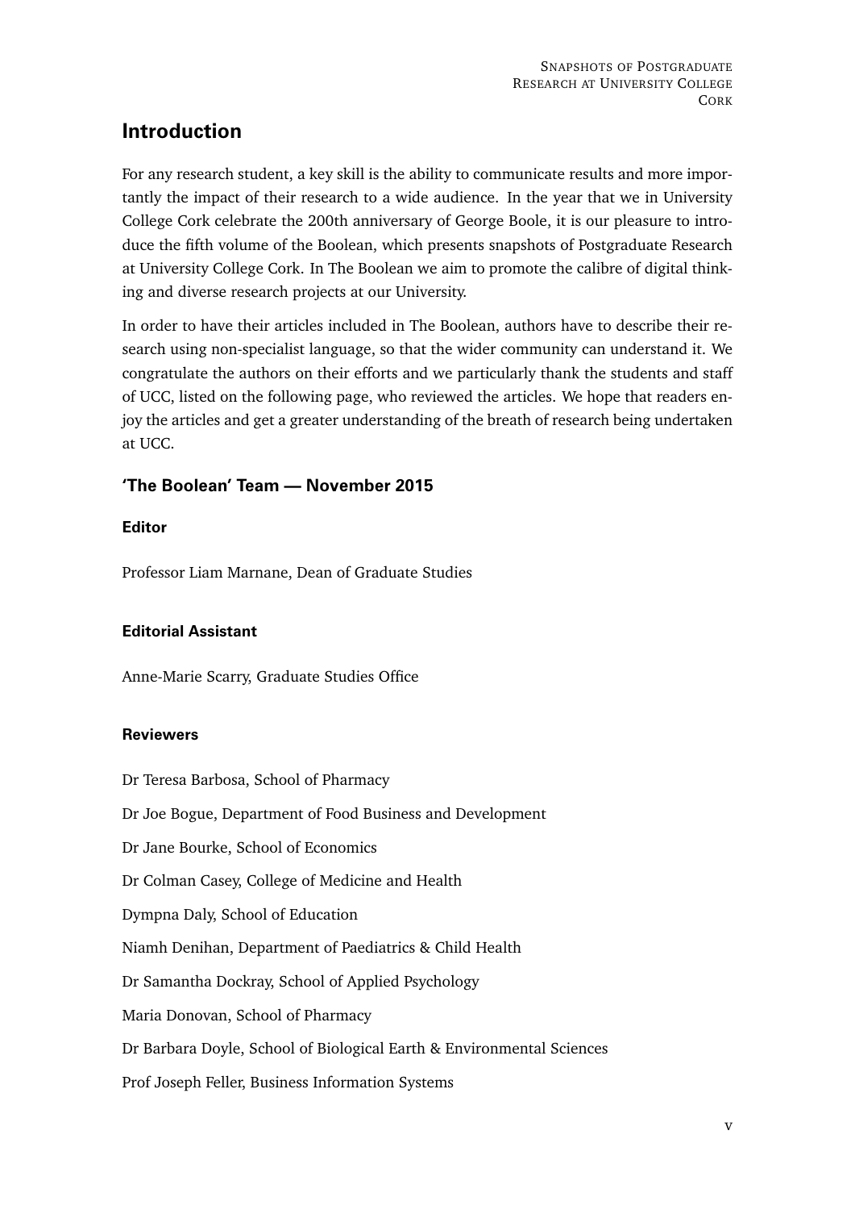# Introduction

For any research student, a key skill is the ability to communicate results and more importantly the impact of their research to a wide audience. In the year that we in University College Cork celebrate the 200th anniversary of George Boole, it is our pleasure to introduce the fifth volume of the Boolean, which presents snapshots of Postgraduate Research at University College Cork. In The Boolean we aim to promote the calibre of digital thinking and diverse research projects at our University.

In order to have their articles included in The Boolean, authors have to describe their research using non-specialist language, so that the wider community can understand it. We congratulate the authors on their efforts and we particularly thank the students and staff of UCC, listed on the following page, who reviewed the articles. We hope that readers enjoy the articles and get a greater understanding of the breath of research being undertaken at UCC.

## 'The Boolean' Team — November 2015

### Editor

Professor Liam Marnane, Dean of Graduate Studies

### Editorial Assistant

Anne-Marie Scarry, Graduate Studies Office

### Reviewers

Dr Teresa Barbosa, School of Pharmacy

Dr Joe Bogue, Department of Food Business and Development

Dr Jane Bourke, School of Economics

Dr Colman Casey, College of Medicine and Health

Dympna Daly, School of Education

Niamh Denihan, Department of Paediatrics & Child Health

Dr Samantha Dockray, School of Applied Psychology

Maria Donovan, School of Pharmacy

Dr Barbara Doyle, School of Biological Earth & Environmental Sciences

Prof Joseph Feller, Business Information Systems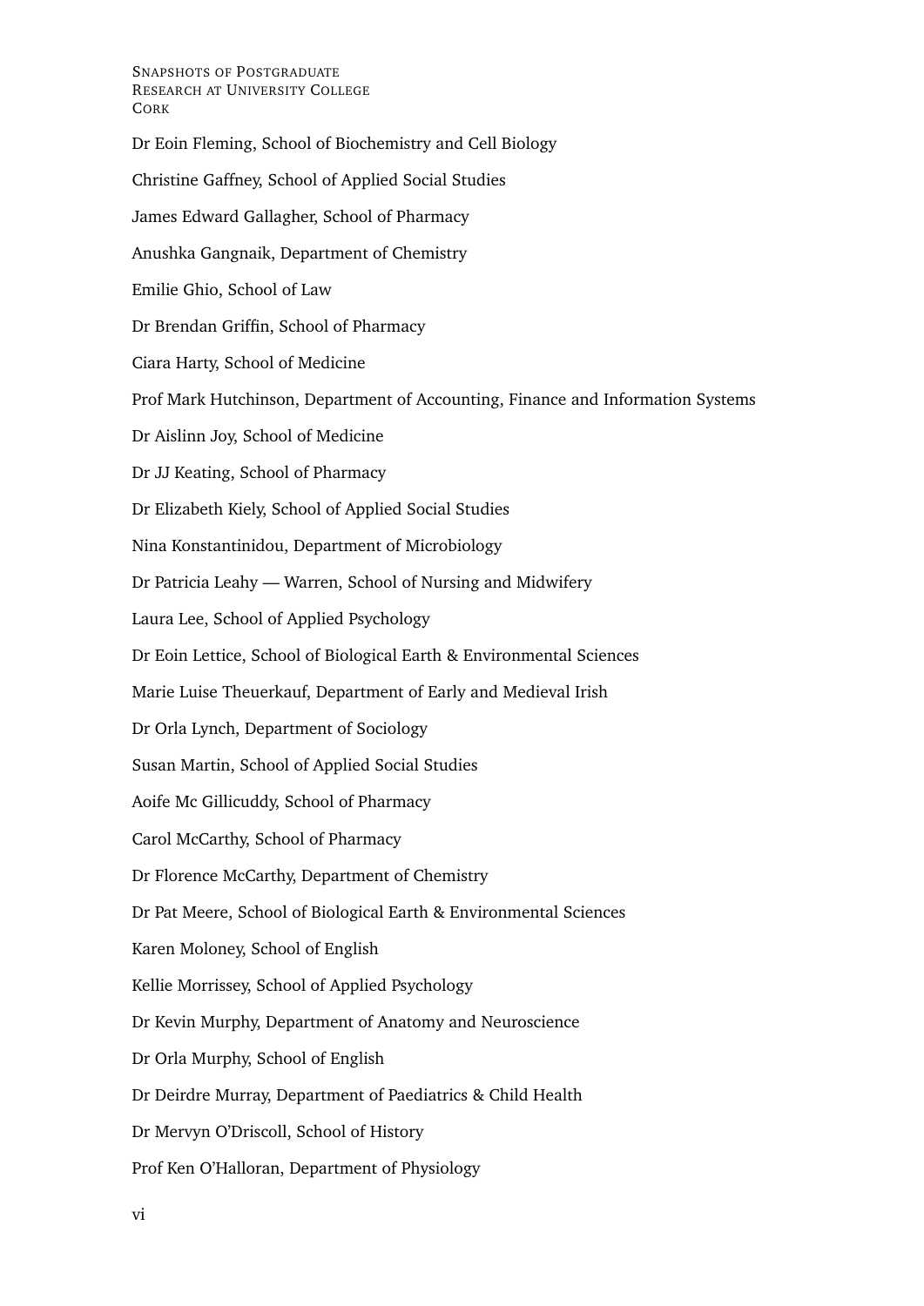Dr Eoin Fleming, School of Biochemistry and Cell Biology

Christine Gaffney, School of Applied Social Studies

James Edward Gallagher, School of Pharmacy

Anushka Gangnaik, Department of Chemistry

Emilie Ghio, School of Law

Dr Brendan Griffin, School of Pharmacy

Ciara Harty, School of Medicine

Prof Mark Hutchinson, Department of Accounting, Finance and Information Systems

Dr Aislinn Joy, School of Medicine

Dr JJ Keating, School of Pharmacy

Dr Elizabeth Kiely, School of Applied Social Studies

Nina Konstantinidou, Department of Microbiology

Dr Patricia Leahy — Warren, School of Nursing and Midwifery

Laura Lee, School of Applied Psychology

Dr Eoin Lettice, School of Biological Earth & Environmental Sciences

Marie Luise Theuerkauf, Department of Early and Medieval Irish

Dr Orla Lynch, Department of Sociology

Susan Martin, School of Applied Social Studies

Aoife Mc Gillicuddy, School of Pharmacy

Carol McCarthy, School of Pharmacy

Dr Florence McCarthy, Department of Chemistry

Dr Pat Meere, School of Biological Earth & Environmental Sciences

Karen Moloney, School of English

Kellie Morrissey, School of Applied Psychology

Dr Kevin Murphy, Department of Anatomy and Neuroscience

Dr Orla Murphy, School of English

Dr Deirdre Murray, Department of Paediatrics & Child Health

Dr Mervyn O'Driscoll, School of History

Prof Ken O'Halloran, Department of Physiology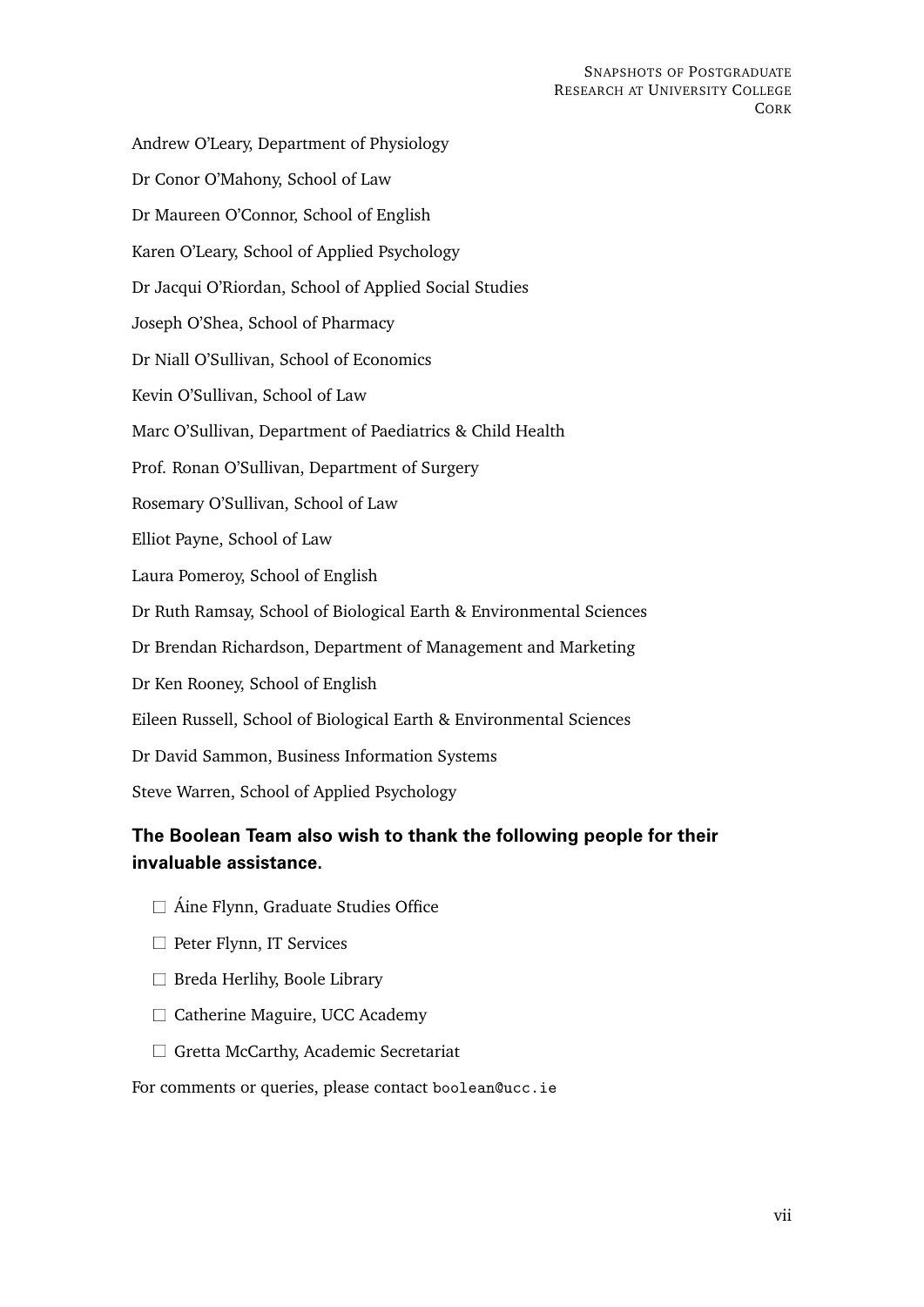Andrew O'Leary, Department of Physiology

Dr Conor O'Mahony, School of Law

Dr Maureen O'Connor, School of English

Karen O'Leary, School of Applied Psychology

Dr Jacqui O'Riordan, School of Applied Social Studies

Joseph O'Shea, School of Pharmacy

Dr Niall O'Sullivan, School of Economics

Kevin O'Sullivan, School of Law

Marc O'Sullivan, Department of Paediatrics & Child Health

Prof. Ronan O'Sullivan, Department of Surgery

Rosemary O'Sullivan, School of Law

Elliot Payne, School of Law

Laura Pomeroy, School of English

Dr Ruth Ramsay, School of Biological Earth & Environmental Sciences

Dr Brendan Richardson, Department of Management and Marketing

Dr Ken Rooney, School of English

Eileen Russell, School of Biological Earth & Environmental Sciences

Dr David Sammon, Business Information Systems

Steve Warren, School of Applied Psychology

### The Boolean Team also wish to thank the following people for their invaluable assistance.

- Áine Flynn, Graduate Studies Office
- Peter Flynn, IT Services
- Breda Herlihy, Boole Library
- Catherine Maguire, UCC Academy
- Gretta McCarthy, Academic Secretariat

For comments or queries, please contact `boolean@ucc.ie`